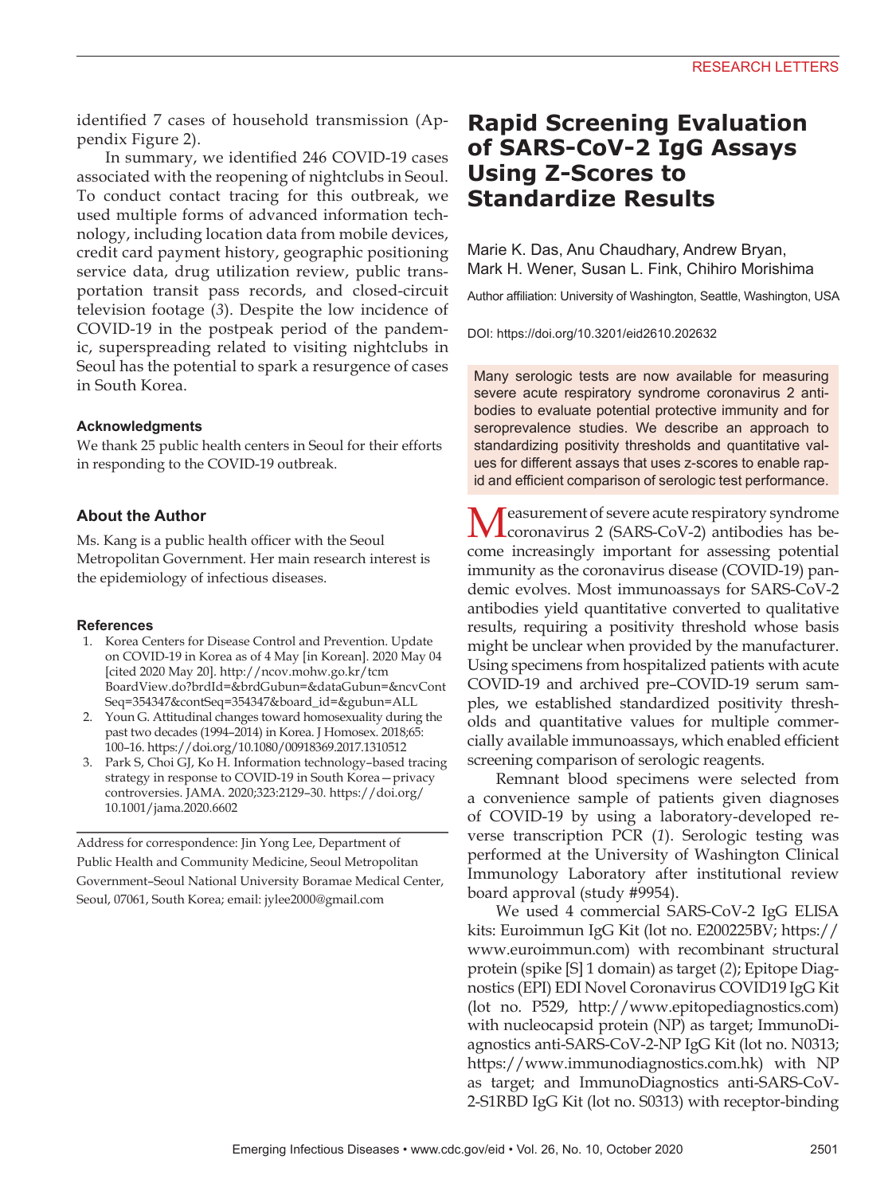identified 7 cases of household transmission (Appendix Figure 2).

In summary, we identified 246 COVID-19 cases associated with the reopening of nightclubs in Seoul. To conduct contact tracing for this outbreak, we used multiple forms of advanced information technology, including location data from mobile devices, credit card payment history, geographic positioning service data, drug utilization review, public transportation transit pass records, and closed-circuit television footage (*3*). Despite the low incidence of COVID-19 in the postpeak period of the pandemic, superspreading related to visiting nightclubs in Seoul has the potential to spark a resurgence of cases in South Korea.

### Acknowledgments

We thank 25 public health centers in Seoul for their efforts in responding to the COVID-19 outbreak.

### About the Author

Ms. Kang is a public health officer with the Seoul Metropolitan Government. Her main research interest is the epidemiology of infectious diseases.

### References

1. Korea Centers for Disease Control and Prevention. Update on COVID-19 in Korea as of 4 May [in Korean]. 2020 May 04 [cited 2020 May 20]. http://ncov.mohw.go.kr/tcmBoardView.do?brdId=&brdGubun=&dataGubun=&ncvContSeq=354347&contSeq=354347&board_id=&gubun=ALL
2. Youn G. Attitudinal changes toward homosexuality during the past two decades (1994–2014) in Korea. J Homosex. 2018;65:100–16. https://doi.org/10.1080/00918369.2017.1310512
3. Park S, Choi GJ, Ko H. Information technology–based tracing strategy in response to COVID-19 in South Korea—privacy controversies. JAMA. 2020;323:2129–30. https://doi.org/10.1001/jama.2020.6602

Address for correspondence: Jin Yong Lee, Department of Public Health and Community Medicine, Seoul Metropolitan Government–Seoul National University Boramae Medical Center, Seoul, 07061, South Korea; email: jylee2000@gmail.com

# Rapid Screening Evaluation of SARS-CoV-2 IgG Assays Using Z-Scores to Standardize Results

Marie K. Das, Anu Chaudhary, Andrew Bryan, Mark H. Wener, Susan L. Fink, Chihiro Morishima

Author affiliation: University of Washington, Seattle, Washington, USA

DOI: https://doi.org/10.3201/eid2610.202632

Many serologic tests are now available for measuring severe acute respiratory syndrome coronavirus 2 antibodies to evaluate potential protective immunity and for seroprevalence studies. We describe an approach to standardizing positivity thresholds and quantitative values for different assays that uses z-scores to enable rapid and efficient comparison of serologic test performance.

Measurement of severe acute respiratory syndrome coronavirus 2 (SARS-CoV-2) antibodies has become increasingly important for assessing potential immunity as the coronavirus disease (COVID-19) pandemic evolves. Most immunoassays for SARS-CoV-2 antibodies yield quantitative converted to qualitative results, requiring a positivity threshold whose basis might be unclear when provided by the manufacturer. Using specimens from hospitalized patients with acute COVID-19 and archived pre–COVID-19 serum samples, we established standardized positivity thresholds and quantitative values for multiple commercially available immunoassays, which enabled efficient screening comparison of serologic reagents.

Remnant blood specimens were selected from a convenience sample of patients given diagnoses of COVID-19 by using a laboratory-developed reverse transcription PCR (*1*). Serologic testing was performed at the University of Washington Clinical Immunology Laboratory after institutional review board approval (study #9954).

We used 4 commercial SARS-CoV-2 IgG ELISA kits: Euroimmun IgG Kit (lot no. E200225BV; https://www.euroimmun.com) with recombinant structural protein (spike [S] 1 domain) as target (*2*); Epitope Diagnostics (EPI) EDI Novel Coronavirus COVID19 IgG Kit (lot no. P529, http://www.epitopediagnostics.com) with nucleocapsid protein (NP) as target; ImmunoDiagnostics anti-SARS-CoV-2-NP IgG Kit (lot no. N0313; https://www.immunodiagnostics.com.hk) with NP as target; and ImmunoDiagnostics anti-SARS-CoV-2-S1RBD IgG Kit (lot no. S0313) with receptor-binding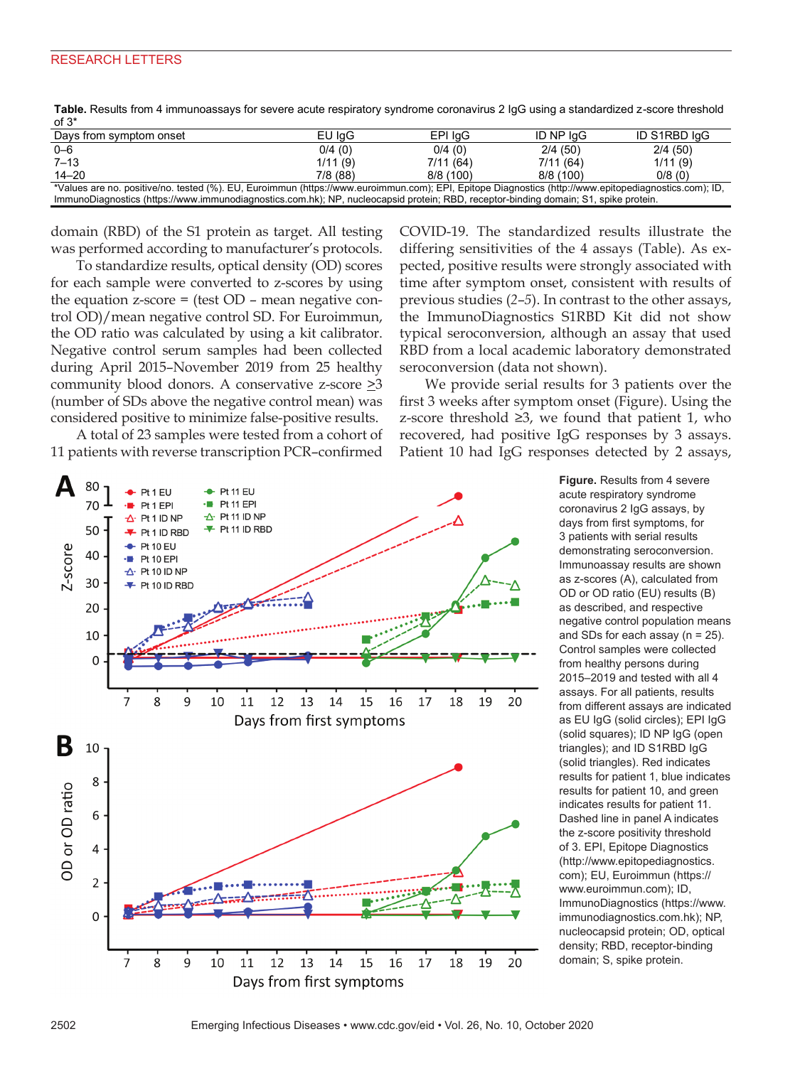**Table.** Results from 4 immunoassays for severe acute respiratory syndrome coronavirus 2 IgG using a standardized z-score threshold of 3*

| Days from symptom onset | EU IgG | EPI IgG | ID NP IgG | ID S1RBD IgG |
|---|---|---|---|---|
| 0–6 | 0/4 (0) | 0/4 (0) | 2/4 (50) | 2/4 (50) |
| 7–13 | 1/11 (9) | 7/11 (64) | 7/11 (64) | 1/11 (9) |
| 14–20 | 7/8 (88) | 8/8 (100) | 8/8 (100) | 0/8 (0) |

*Values are no. positive/no. tested (%). EU, Euroimmun (https://www.euroimmun.com); EPI, Epitope Diagnostics (http://www.epitopediagnostics.com); ID, ImmunoDiagnostics (https://www.immunodiagnostics.com.hk); NP, nucleocapsid protein; RBD, receptor-binding domain; S1, spike protein.

domain (RBD) of the S1 protein as target. All testing was performed according to manufacturer's protocols.

To standardize results, optical density (OD) scores for each sample were converted to z-scores by using the equation z-score = (test OD – mean negative control OD)/mean negative control SD. For Euroimmun, the OD ratio was calculated by using a kit calibrator. Negative control serum samples had been collected during April 2015–November 2019 from 25 healthy community blood donors. A conservative z-score $\geq 3$ (number of SDs above the negative control mean) was considered positive to minimize false-positive results.

A total of 23 samples were tested from a cohort of 11 patients with reverse transcription PCR–confirmed COVID-19. The standardized results illustrate the differing sensitivities of the 4 assays (Table). As expected, positive results were strongly associated with time after symptom onset, consistent with results of previous studies (*2–5*). In contrast to the other assays, the ImmunoDiagnostics S1RBD Kit did not show typical seroconversion, although an assay that used RBD from a local academic laboratory demonstrated seroconversion (data not shown).

We provide serial results for 3 patients over the first 3 weeks after symptom onset (Figure). Using the z-score threshold $\geq 3$, we found that patient 1, who recovered, had positive IgG responses by 3 assays. Patient 10 had IgG responses detected by 2 assays,

**Figure.** Results from 4 severe acute respiratory syndrome coronavirus 2 IgG assays, by days from first symptoms, for 3 patients with serial results demonstrating seroconversion. Immunoassay results are shown as z-scores (A), calculated from OD or OD ratio (EU) results (B) as described, and respective negative control population means and SDs for each assay (n = 25). Control samples were collected from healthy persons during 2015–2019 and tested with all 4 assays. For all patients, results from different assays are indicated as EU IgG (solid circles); EPI IgG (solid squares); ID NP IgG (open triangles); and ID S1RBD IgG (solid triangles). Red indicates results for patient 1, blue indicates results for patient 10, and green indicates results for patient 11. Dashed line in panel A indicates the z-score positivity threshold of 3. EPI, Epitope Diagnostics (http://www.epitopediagnostics.com); EU, Euroimmun (https://www.euroimmun.com); ID, ImmunoDiagnostics (https://www.immunodiagnostics.com.hk); NP, nucleocapsid protein; OD, optical density; RBD, receptor-binding domain; S, spike protein.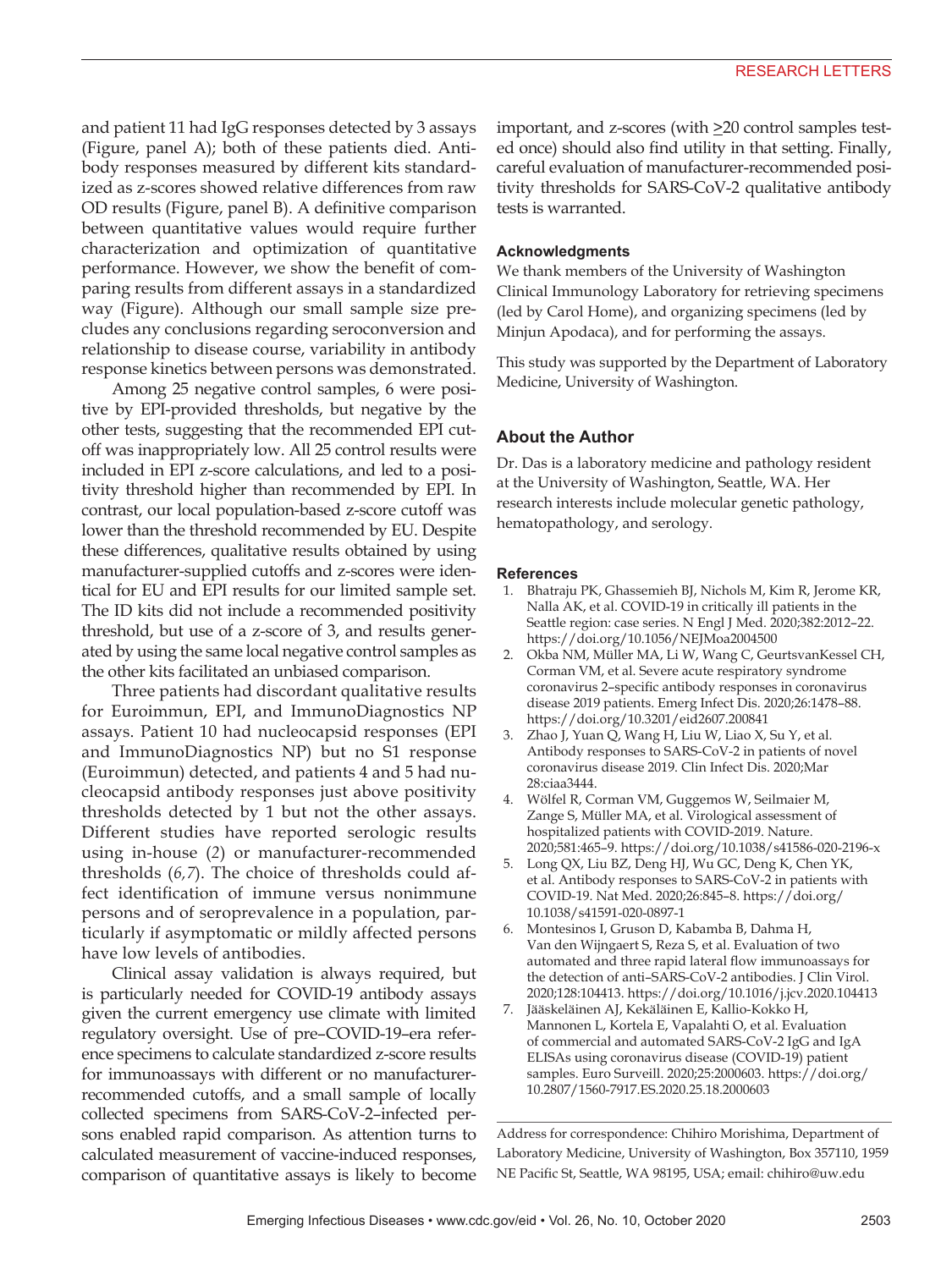and patient 11 had IgG responses detected by 3 assays (Figure, panel A); both of these patients died. Antibody responses measured by different kits standardized as z-scores showed relative differences from raw OD results (Figure, panel B). A definitive comparison between quantitative values would require further characterization and optimization of quantitative performance. However, we show the benefit of comparing results from different assays in a standardized way (Figure). Although our small sample size precludes any conclusions regarding seroconversion and relationship to disease course, variability in antibody response kinetics between persons was demonstrated.

Among 25 negative control samples, 6 were positive by EPI-provided thresholds, but negative by the other tests, suggesting that the recommended EPI cutoff was inappropriately low. All 25 control results were included in EPI z-score calculations, and led to a positivity threshold higher than recommended by EPI. In contrast, our local population-based z-score cutoff was lower than the threshold recommended by EU. Despite these differences, qualitative results obtained by using manufacturer-supplied cutoffs and z-scores were identical for EU and EPI results for our limited sample set. The ID kits did not include a recommended positivity threshold, but use of a z-score of 3, and results generated by using the same local negative control samples as the other kits facilitated an unbiased comparison.

Three patients had discordant qualitative results for Euroimmun, EPI, and ImmunoDiagnostics NP assays. Patient 10 had nucleocapsid responses (EPI and ImmunoDiagnostics NP) but no S1 response (Euroimmun) detected, and patients 4 and 5 had nucleocapsid antibody responses just above positivity thresholds detected by 1 but not the other assays. Different studies have reported serologic results using in-house (*2*) or manufacturer-recommended thresholds (*6,7*). The choice of thresholds could affect identification of immune versus nonimmune persons and of seroprevalence in a population, particularly if asymptomatic or mildly affected persons have low levels of antibodies.

Clinical assay validation is always required, but is particularly needed for COVID-19 antibody assays given the current emergency use climate with limited regulatory oversight. Use of pre–COVID-19–era reference specimens to calculate standardized z-score results for immunoassays with different or no manufacturer-recommended cutoffs, and a small sample of locally collected specimens from SARS-CoV-2–infected persons enabled rapid comparison. As attention turns to calculated measurement of vaccine-induced responses, comparison of quantitative assays is likely to become important, and z-scores (with $\geq$20 control samples tested once) should also find utility in that setting. Finally, careful evaluation of manufacturer-recommended positivity thresholds for SARS-CoV-2 qualitative antibody tests is warranted.

#### Acknowledgments

We thank members of the University of Washington Clinical Immunology Laboratory for retrieving specimens (led by Carol Home), and organizing specimens (led by Minjun Apodaca), and for performing the assays.

This study was supported by the Department of Laboratory Medicine, University of Washington.

### About the Author

Dr. Das is a laboratory medicine and pathology resident at the University of Washington, Seattle, WA. Her research interests include molecular genetic pathology, hematopathology, and serology.

#### References

1. Bhatraju PK, Ghassemieh BJ, Nichols M, Kim R, Jerome KR, Nalla AK, et al. COVID-19 in critically ill patients in the Seattle region: case series. N Engl J Med. 2020;382:2012–22. https://doi.org/10.1056/NEJMoa2004500
2. Okba NM, Müller MA, Li W, Wang C, GeurtsvanKessel CH, Corman VM, et al. Severe acute respiratory syndrome coronavirus 2–specific antibody responses in coronavirus disease 2019 patients. Emerg Infect Dis. 2020;26:1478–88. https://doi.org/10.3201/eid2607.200841
3. Zhao J, Yuan Q, Wang H, Liu W, Liao X, Su Y, et al. Antibody responses to SARS-CoV-2 in patients of novel coronavirus disease 2019. Clin Infect Dis. 2020;Mar 28:ciaa3444.
4. Wölfel R, Corman VM, Guggemos W, Seilmaier M, Zange S, Müller MA, et al. Virological assessment of hospitalized patients with COVID-2019. Nature. 2020;581:465–9. https://doi.org/10.1038/s41586-020-2196-x
5. Long QX, Liu BZ, Deng HJ, Wu GC, Deng K, Chen YK, et al. Antibody responses to SARS-CoV-2 in patients with COVID-19. Nat Med. 2020;26:845–8. https://doi.org/10.1038/s41591-020-0897-1
6. Montesinos I, Gruson D, Kabamba B, Dahma H, Van den Wijngaert S, Reza S, et al. Evaluation of two automated and three rapid lateral flow immunoassays for the detection of anti–SARS-CoV-2 antibodies. J Clin Virol. 2020;128:104413. https://doi.org/10.1016/j.jcv.2020.104413
7. Jääskeläinen AJ, Kekäläinen E, Kallio-Kokko H, Mannonen L, Kortela E, Vapalahti O, et al. Evaluation of commercial and automated SARS-CoV-2 IgG and IgA ELISAs using coronavirus disease (COVID-19) patient samples. Euro Surveill. 2020;25:2000603. https://doi.org/10.2807/1560-7917.ES.2020.25.18.2000603

Address for correspondence: Chihiro Morishima, Department of Laboratory Medicine, University of Washington, Box 357110, 1959 NE Pacific St, Seattle, WA 98195, USA; email: chihiro@uw.edu